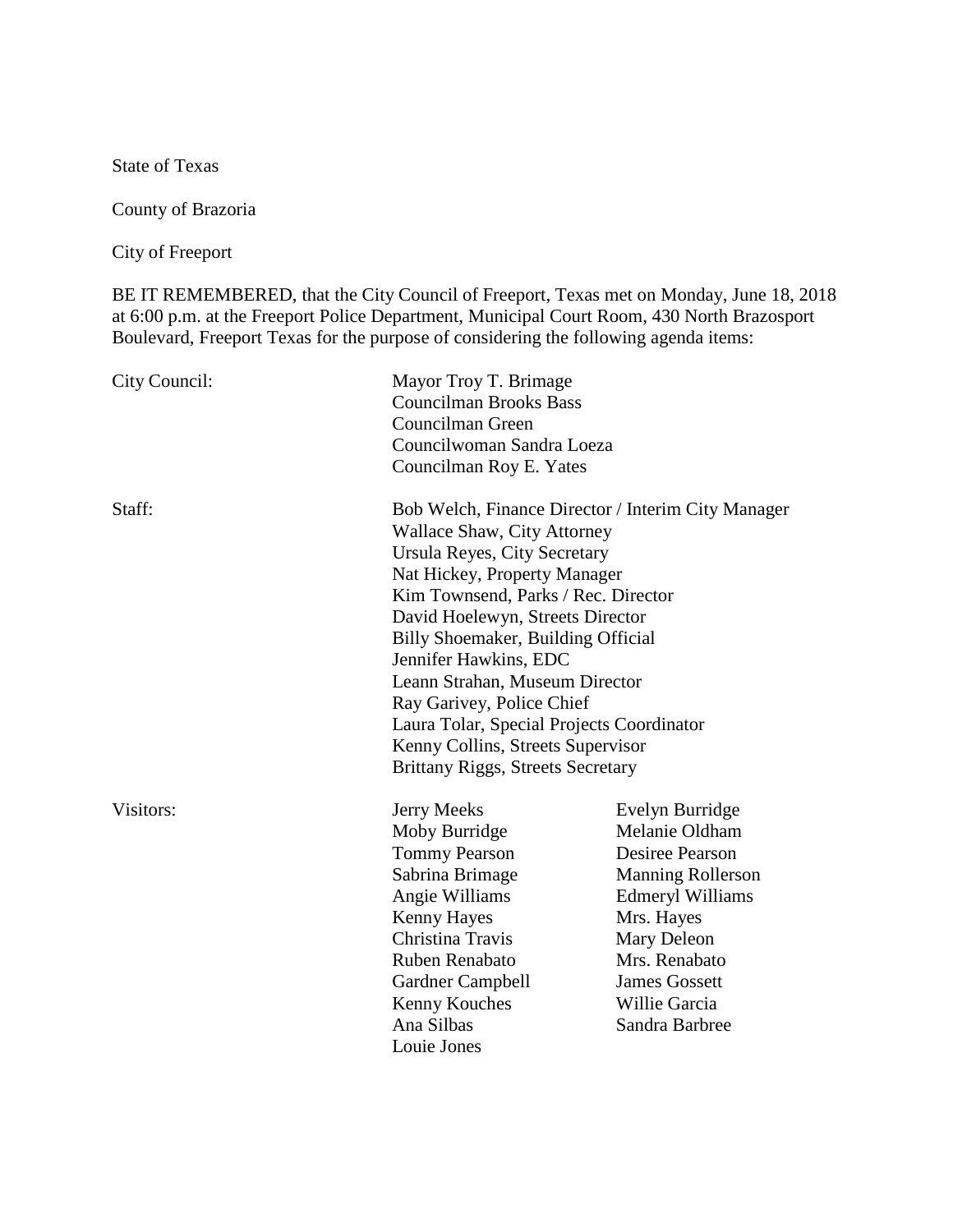State of Texas

County of Brazoria

City of Freeport

BE IT REMEMBERED, that the City Council of Freeport, Texas met on Monday, June 18, 2018 at 6:00 p.m. at the Freeport Police Department, Municipal Court Room, 430 North Brazosport Boulevard, Freeport Texas for the purpose of considering the following agenda items:

City Council:
- Mayor Troy T. Brimage
- Councilman Brooks Bass
- Councilman Green
- Councilwoman Sandra Loeza
- Councilman Roy E. Yates

Staff:
- Bob Welch, Finance Director / Interim City Manager
- Wallace Shaw, City Attorney
- Ursula Reyes, City Secretary
- Nat Hickey, Property Manager
- Kim Townsend, Parks / Rec. Director
- David Hoelewyn, Streets Director
- Billy Shoemaker, Building Official
- Jennifer Hawkins, EDC
- Leann Strahan, Museum Director
- Ray Garivey, Police Chief
- Laura Tolar, Special Projects Coordinator
- Kenny Collins, Streets Supervisor
- Brittany Riggs, Streets Secretary

Visitors:

| | |
|---|---|
| Jerry Meeks | Evelyn Burridge |
| Moby Burridge | Melanie Oldham |
| Tommy Pearson | Desiree Pearson |
| Sabrina Brimage | Manning Rollerson |
| Angie Williams | Edmeryl Williams |
| Kenny Hayes | Mrs. Hayes |
| Christina Travis | Mary Deleon |
| Ruben Renabato | Mrs. Renabato |
| Gardner Campbell | James Gossett |
| Kenny Kouches | Willie Garcia |
| Ana Silbas | Sandra Barbree |
| Louie Jones | |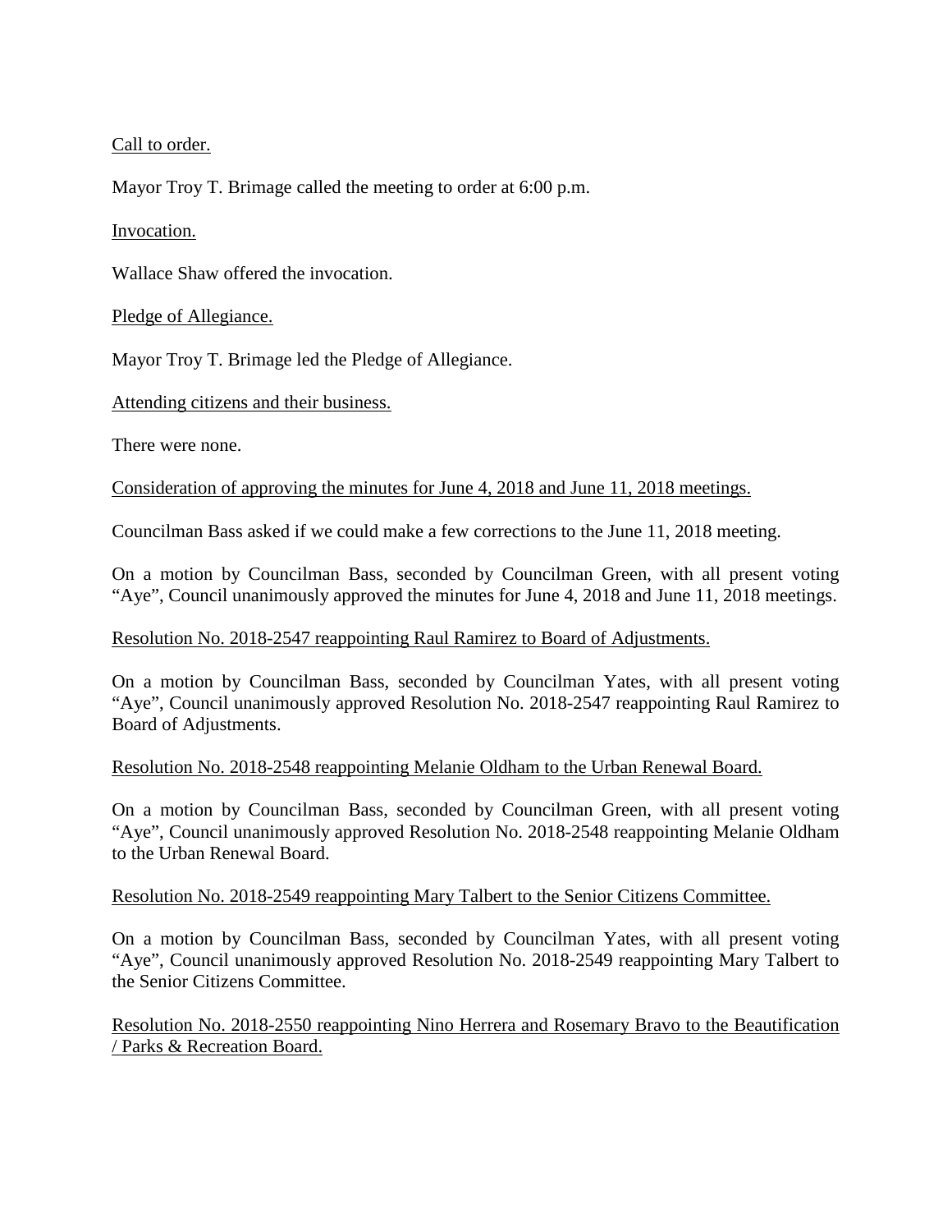Call to order.

Mayor Troy T. Brimage called the meeting to order at 6:00 p.m.

Invocation.

Wallace Shaw offered the invocation.

Pledge of Allegiance.

Mayor Troy T. Brimage led the Pledge of Allegiance.

Attending citizens and their business.

There were none.

Consideration of approving the minutes for June 4, 2018 and June 11, 2018 meetings.

Councilman Bass asked if we could make a few corrections to the June 11, 2018 meeting.

On a motion by Councilman Bass, seconded by Councilman Green, with all present voting "Aye", Council unanimously approved the minutes for June 4, 2018 and June 11, 2018 meetings.

Resolution No. 2018-2547 reappointing Raul Ramirez to Board of Adjustments.

On a motion by Councilman Bass, seconded by Councilman Yates, with all present voting "Aye", Council unanimously approved Resolution No. 2018-2547 reappointing Raul Ramirez to Board of Adjustments.

Resolution No. 2018-2548 reappointing Melanie Oldham to the Urban Renewal Board.

On a motion by Councilman Bass, seconded by Councilman Green, with all present voting "Aye", Council unanimously approved Resolution No. 2018-2548 reappointing Melanie Oldham to the Urban Renewal Board.

Resolution No. 2018-2549 reappointing Mary Talbert to the Senior Citizens Committee.

On a motion by Councilman Bass, seconded by Councilman Yates, with all present voting "Aye", Council unanimously approved Resolution No. 2018-2549 reappointing Mary Talbert to the Senior Citizens Committee.

Resolution No. 2018-2550 reappointing Nino Herrera and Rosemary Bravo to the Beautification / Parks & Recreation Board.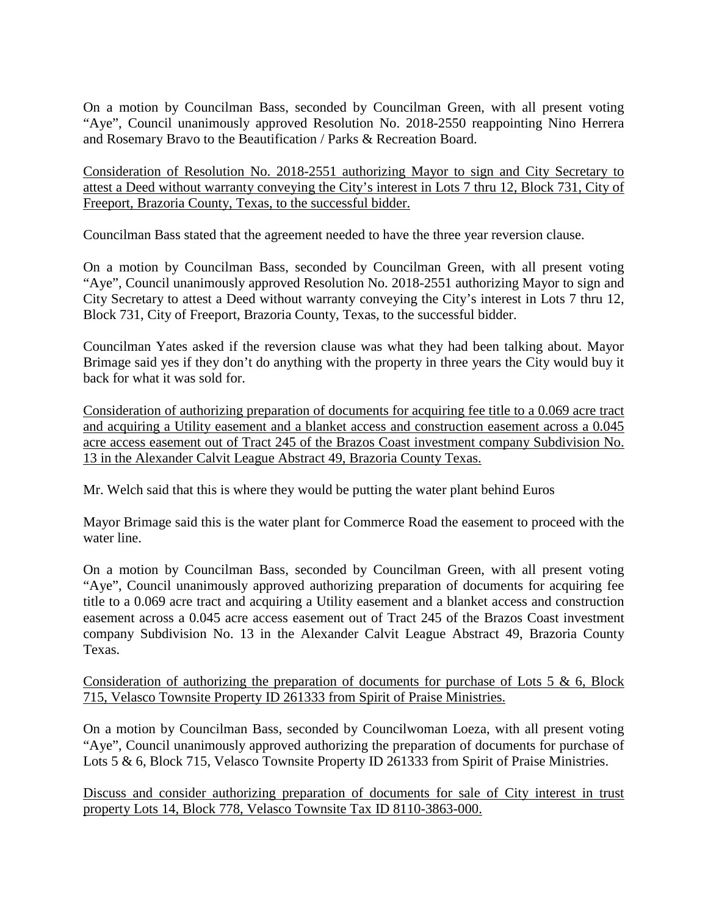On a motion by Councilman Bass, seconded by Councilman Green, with all present voting "Aye", Council unanimously approved Resolution No. 2018-2550 reappointing Nino Herrera and Rosemary Bravo to the Beautification / Parks & Recreation Board.

<u>Consideration of Resolution No. 2018-2551 authorizing Mayor to sign and City Secretary to attest a Deed without warranty conveying the City's interest in Lots 7 thru 12, Block 731, City of Freeport, Brazoria County, Texas, to the successful bidder.</u>

Councilman Bass stated that the agreement needed to have the three year reversion clause.

On a motion by Councilman Bass, seconded by Councilman Green, with all present voting "Aye", Council unanimously approved Resolution No. 2018-2551 authorizing Mayor to sign and City Secretary to attest a Deed without warranty conveying the City's interest in Lots 7 thru 12, Block 731, City of Freeport, Brazoria County, Texas, to the successful bidder.

Councilman Yates asked if the reversion clause was what they had been talking about. Mayor Brimage said yes if they don't do anything with the property in three years the City would buy it back for what it was sold for.

<u>Consideration of authorizing preparation of documents for acquiring fee title to a 0.069 acre tract and acquiring a Utility easement and a blanket access and construction easement across a 0.045 acre access easement out of Tract 245 of the Brazos Coast investment company Subdivision No. 13 in the Alexander Calvit League Abstract 49, Brazoria County Texas.</u>

Mr. Welch said that this is where they would be putting the water plant behind Euros

Mayor Brimage said this is the water plant for Commerce Road the easement to proceed with the water line.

On a motion by Councilman Bass, seconded by Councilman Green, with all present voting "Aye", Council unanimously approved authorizing preparation of documents for acquiring fee title to a 0.069 acre tract and acquiring a Utility easement and a blanket access and construction easement across a 0.045 acre access easement out of Tract 245 of the Brazos Coast investment company Subdivision No. 13 in the Alexander Calvit League Abstract 49, Brazoria County Texas.

<u>Consideration of authorizing the preparation of documents for purchase of Lots 5 & 6, Block 715, Velasco Townsite Property ID 261333 from Spirit of Praise Ministries.</u>

On a motion by Councilman Bass, seconded by Councilwoman Loeza, with all present voting "Aye", Council unanimously approved authorizing the preparation of documents for purchase of Lots 5 & 6, Block 715, Velasco Townsite Property ID 261333 from Spirit of Praise Ministries.

<u>Discuss and consider authorizing preparation of documents for sale of City interest in trust property Lots 14, Block 778, Velasco Townsite Tax ID 8110-3863-000.</u>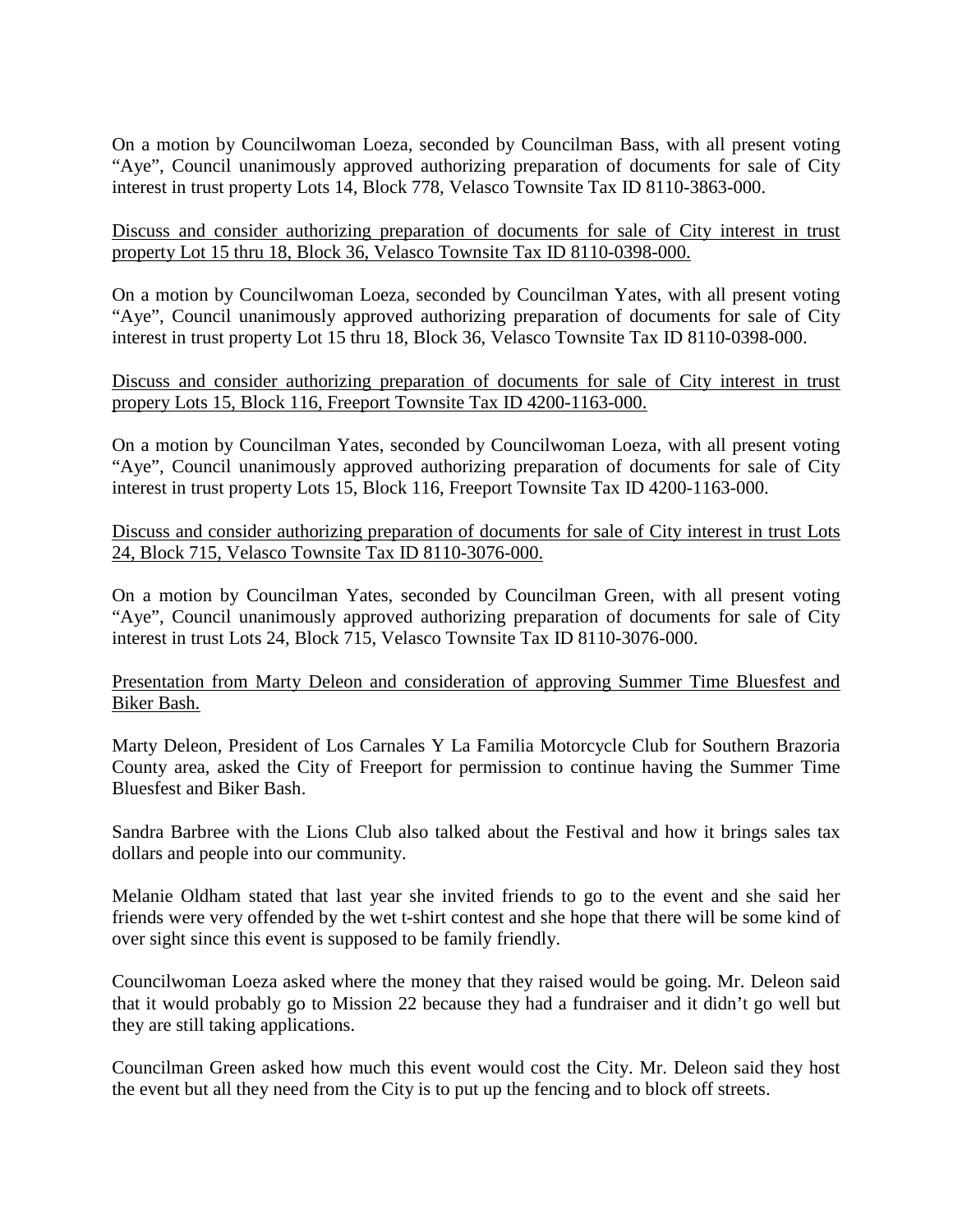On a motion by Councilwoman Loeza, seconded by Councilman Bass, with all present voting "Aye", Council unanimously approved authorizing preparation of documents for sale of City interest in trust property Lots 14, Block 778, Velasco Townsite Tax ID 8110-3863-000.

<u>Discuss and consider authorizing preparation of documents for sale of City interest in trust property Lot 15 thru 18, Block 36, Velasco Townsite Tax ID 8110-0398-000.</u>

On a motion by Councilwoman Loeza, seconded by Councilman Yates, with all present voting "Aye", Council unanimously approved authorizing preparation of documents for sale of City interest in trust property Lot 15 thru 18, Block 36, Velasco Townsite Tax ID 8110-0398-000.

<u>Discuss and consider authorizing preparation of documents for sale of City interest in trust propery Lots 15, Block 116, Freeport Townsite Tax ID 4200-1163-000.</u>

On a motion by Councilman Yates, seconded by Councilwoman Loeza, with all present voting "Aye", Council unanimously approved authorizing preparation of documents for sale of City interest in trust property Lots 15, Block 116, Freeport Townsite Tax ID 4200-1163-000.

<u>Discuss and consider authorizing preparation of documents for sale of City interest in trust Lots 24, Block 715, Velasco Townsite Tax ID 8110-3076-000.</u>

On a motion by Councilman Yates, seconded by Councilman Green, with all present voting "Aye", Council unanimously approved authorizing preparation of documents for sale of City interest in trust Lots 24, Block 715, Velasco Townsite Tax ID 8110-3076-000.

<u>Presentation from Marty Deleon and consideration of approving Summer Time Bluesfest and Biker Bash.</u>

Marty Deleon, President of Los Carnales Y La Familia Motorcycle Club for Southern Brazoria County area, asked the City of Freeport for permission to continue having the Summer Time Bluesfest and Biker Bash.

Sandra Barbree with the Lions Club also talked about the Festival and how it brings sales tax dollars and people into our community.

Melanie Oldham stated that last year she invited friends to go to the event and she said her friends were very offended by the wet t-shirt contest and she hope that there will be some kind of over sight since this event is supposed to be family friendly.

Councilwoman Loeza asked where the money that they raised would be going. Mr. Deleon said that it would probably go to Mission 22 because they had a fundraiser and it didn't go well but they are still taking applications.

Councilman Green asked how much this event would cost the City. Mr. Deleon said they host the event but all they need from the City is to put up the fencing and to block off streets.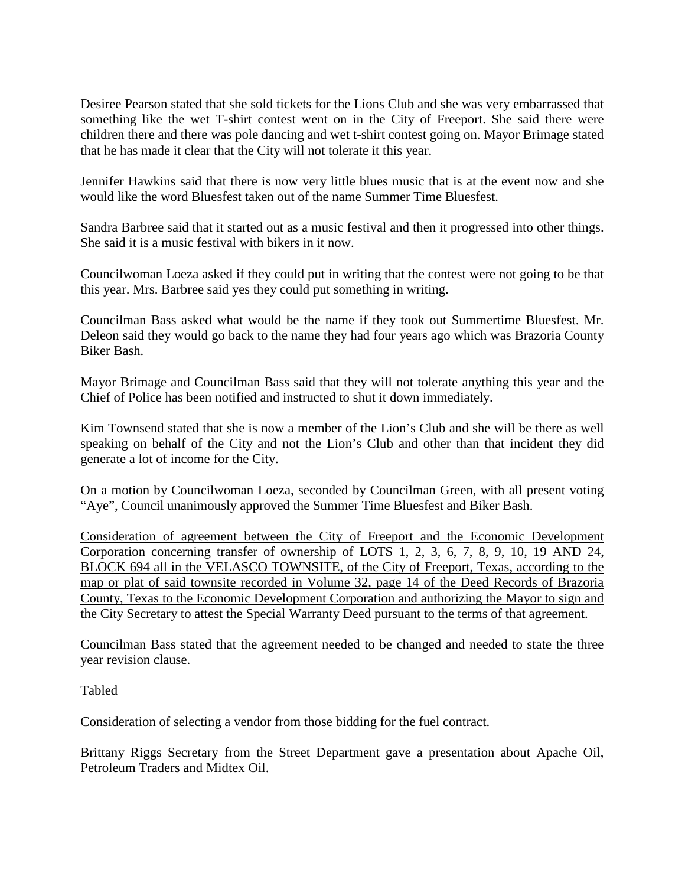Desiree Pearson stated that she sold tickets for the Lions Club and she was very embarrassed that something like the wet T-shirt contest went on in the City of Freeport. She said there were children there and there was pole dancing and wet t-shirt contest going on. Mayor Brimage stated that he has made it clear that the City will not tolerate it this year.

Jennifer Hawkins said that there is now very little blues music that is at the event now and she would like the word Bluesfest taken out of the name Summer Time Bluesfest.

Sandra Barbree said that it started out as a music festival and then it progressed into other things. She said it is a music festival with bikers in it now.

Councilwoman Loeza asked if they could put in writing that the contest were not going to be that this year. Mrs. Barbree said yes they could put something in writing.

Councilman Bass asked what would be the name if they took out Summertime Bluesfest. Mr. Deleon said they would go back to the name they had four years ago which was Brazoria County Biker Bash.

Mayor Brimage and Councilman Bass said that they will not tolerate anything this year and the Chief of Police has been notified and instructed to shut it down immediately.

Kim Townsend stated that she is now a member of the Lion's Club and she will be there as well speaking on behalf of the City and not the Lion's Club and other than that incident they did generate a lot of income for the City.

On a motion by Councilwoman Loeza, seconded by Councilman Green, with all present voting "Aye", Council unanimously approved the Summer Time Bluesfest and Biker Bash.

<u>Consideration of agreement between the City of Freeport and the Economic Development Corporation concerning transfer of ownership of LOTS 1, 2, 3, 6, 7, 8, 9, 10, 19 AND 24, BLOCK 694 all in the VELASCO TOWNSITE, of the City of Freeport, Texas, according to the map or plat of said townsite recorded in Volume 32, page 14 of the Deed Records of Brazoria County, Texas to the Economic Development Corporation and authorizing the Mayor to sign and the City Secretary to attest the Special Warranty Deed pursuant to the terms of that agreement.</u>

Councilman Bass stated that the agreement needed to be changed and needed to state the three year revision clause.

Tabled

<u>Consideration of selecting a vendor from those bidding for the fuel contract.</u>

Brittany Riggs Secretary from the Street Department gave a presentation about Apache Oil, Petroleum Traders and Midtex Oil.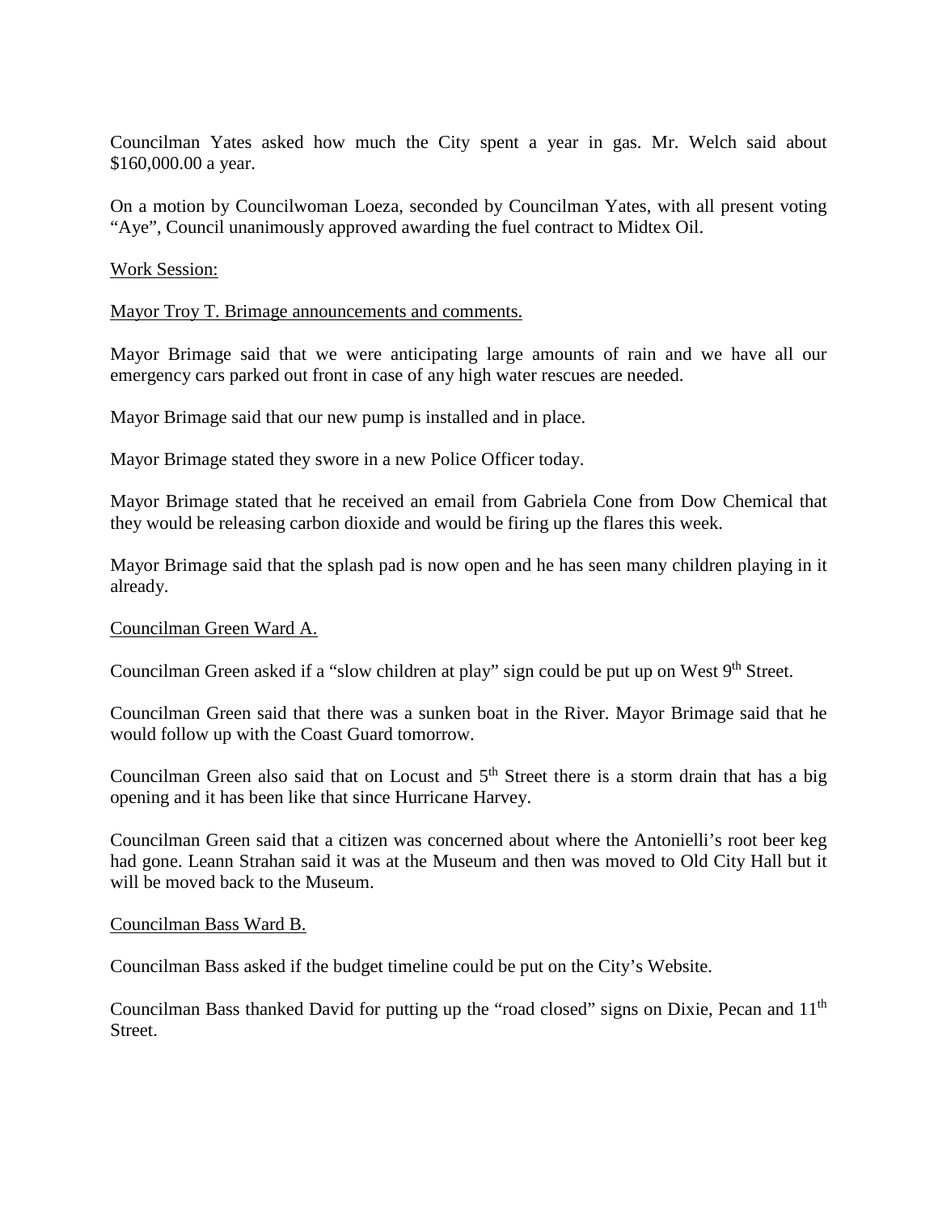Councilman Yates asked how much the City spent a year in gas. Mr. Welch said about $160,000.00 a year.

On a motion by Councilwoman Loeza, seconded by Councilman Yates, with all present voting "Aye", Council unanimously approved awarding the fuel contract to Midtex Oil.

Work Session:

Mayor Troy T. Brimage announcements and comments.

Mayor Brimage said that we were anticipating large amounts of rain and we have all our emergency cars parked out front in case of any high water rescues are needed.

Mayor Brimage said that our new pump is installed and in place.

Mayor Brimage stated they swore in a new Police Officer today.

Mayor Brimage stated that he received an email from Gabriela Cone from Dow Chemical that they would be releasing carbon dioxide and would be firing up the flares this week.

Mayor Brimage said that the splash pad is now open and he has seen many children playing in it already.

Councilman Green Ward A.

Councilman Green asked if a "slow children at play" sign could be put up on West 9th Street.

Councilman Green said that there was a sunken boat in the River. Mayor Brimage said that he would follow up with the Coast Guard tomorrow.

Councilman Green also said that on Locust and 5th Street there is a storm drain that has a big opening and it has been like that since Hurricane Harvey.

Councilman Green said that a citizen was concerned about where the Antonielli's root beer keg had gone. Leann Strahan said it was at the Museum and then was moved to Old City Hall but it will be moved back to the Museum.

Councilman Bass Ward B.

Councilman Bass asked if the budget timeline could be put on the City's Website.

Councilman Bass thanked David for putting up the "road closed" signs on Dixie, Pecan and 11th Street.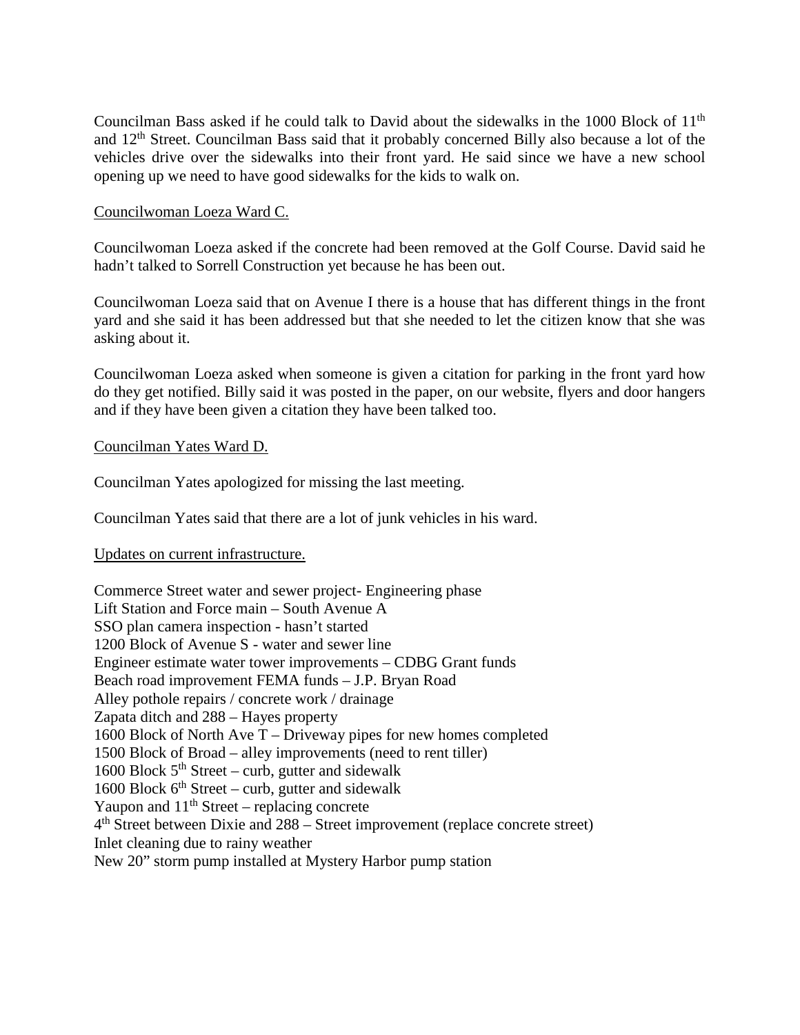Councilman Bass asked if he could talk to David about the sidewalks in the 1000 Block of 11th and 12th Street. Councilman Bass said that it probably concerned Billy also because a lot of the vehicles drive over the sidewalks into their front yard. He said since we have a new school opening up we need to have good sidewalks for the kids to walk on.

Councilwoman Loeza Ward C.

Councilwoman Loeza asked if the concrete had been removed at the Golf Course. David said he hadn't talked to Sorrell Construction yet because he has been out.

Councilwoman Loeza said that on Avenue I there is a house that has different things in the front yard and she said it has been addressed but that she needed to let the citizen know that she was asking about it.

Councilwoman Loeza asked when someone is given a citation for parking in the front yard how do they get notified. Billy said it was posted in the paper, on our website, flyers and door hangers and if they have been given a citation they have been talked too.

Councilman Yates Ward D.

Councilman Yates apologized for missing the last meeting.

Councilman Yates said that there are a lot of junk vehicles in his ward.

Updates on current infrastructure.

Commerce Street water and sewer project- Engineering phase
Lift Station and Force main – South Avenue A
SSO plan camera inspection - hasn't started
1200 Block of Avenue S - water and sewer line
Engineer estimate water tower improvements – CDBG Grant funds
Beach road improvement FEMA funds – J.P. Bryan Road
Alley pothole repairs / concrete work / drainage
Zapata ditch and 288 – Hayes property
1600 Block of North Ave T – Driveway pipes for new homes completed
1500 Block of Broad – alley improvements (need to rent tiller)
1600 Block 5th Street – curb, gutter and sidewalk
1600 Block 6th Street – curb, gutter and sidewalk
Yaupon and 11th Street – replacing concrete
4th Street between Dixie and 288 – Street improvement (replace concrete street)
Inlet cleaning due to rainy weather
New 20" storm pump installed at Mystery Harbor pump station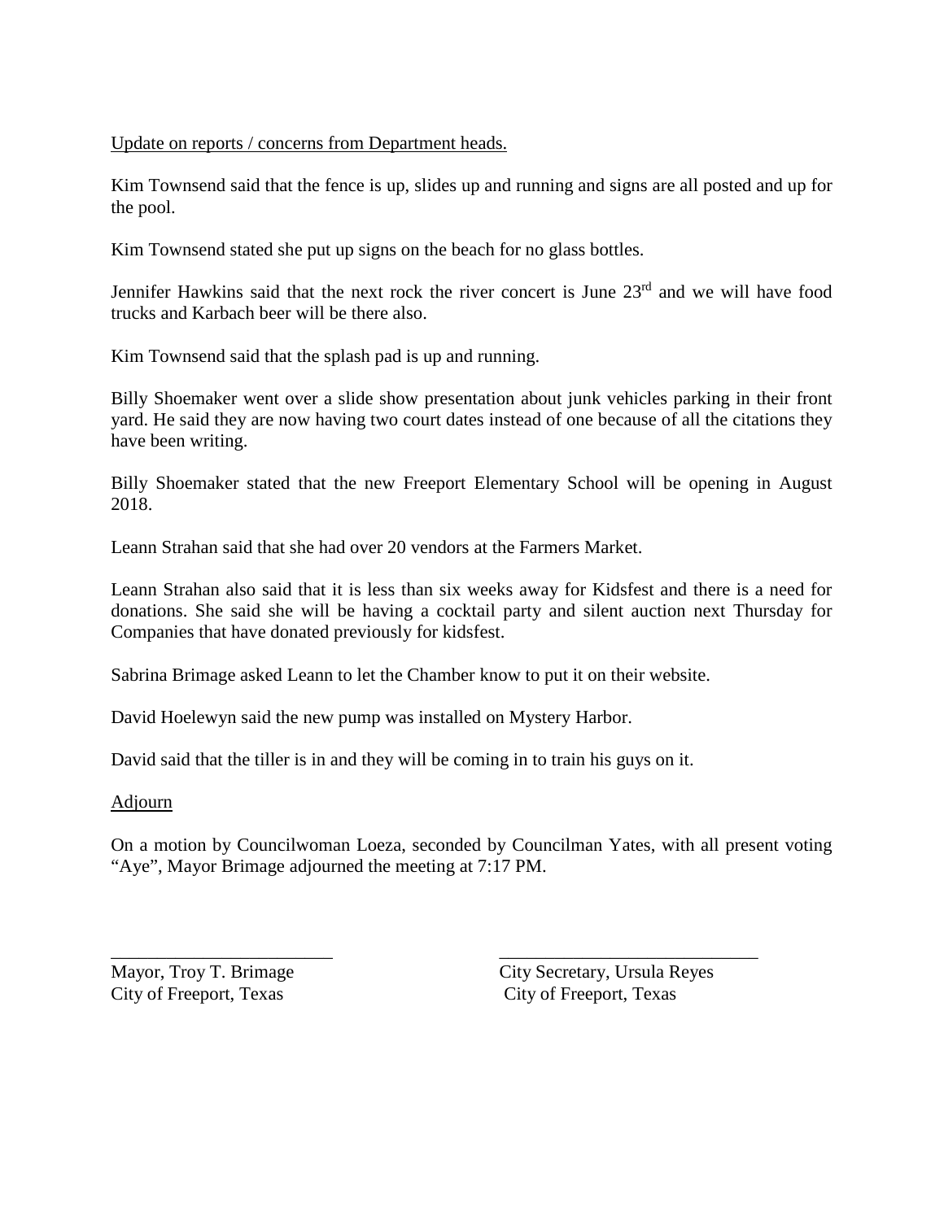Update on reports / concerns from Department heads.

Kim Townsend said that the fence is up, slides up and running and signs are all posted and up for the pool.

Kim Townsend stated she put up signs on the beach for no glass bottles.

Jennifer Hawkins said that the next rock the river concert is June 23rd and we will have food trucks and Karbach beer will be there also.

Kim Townsend said that the splash pad is up and running.

Billy Shoemaker went over a slide show presentation about junk vehicles parking in their front yard. He said they are now having two court dates instead of one because of all the citations they have been writing.

Billy Shoemaker stated that the new Freeport Elementary School will be opening in August 2018.

Leann Strahan said that she had over 20 vendors at the Farmers Market.

Leann Strahan also said that it is less than six weeks away for Kidsfest and there is a need for donations. She said she will be having a cocktail party and silent auction next Thursday for Companies that have donated previously for kidsfest.

Sabrina Brimage asked Leann to let the Chamber know to put it on their website.

David Hoelewyn said the new pump was installed on Mystery Harbor.

David said that the tiller is in and they will be coming in to train his guys on it.

Adjourn

On a motion by Councilwoman Loeza, seconded by Councilman Yates, with all present voting "Aye", Mayor Brimage adjourned the meeting at 7:17 PM.

_______________________ _______________________

Mayor, Troy T. Brimage
City of Freeport, Texas

City Secretary, Ursula Reyes
City of Freeport, Texas